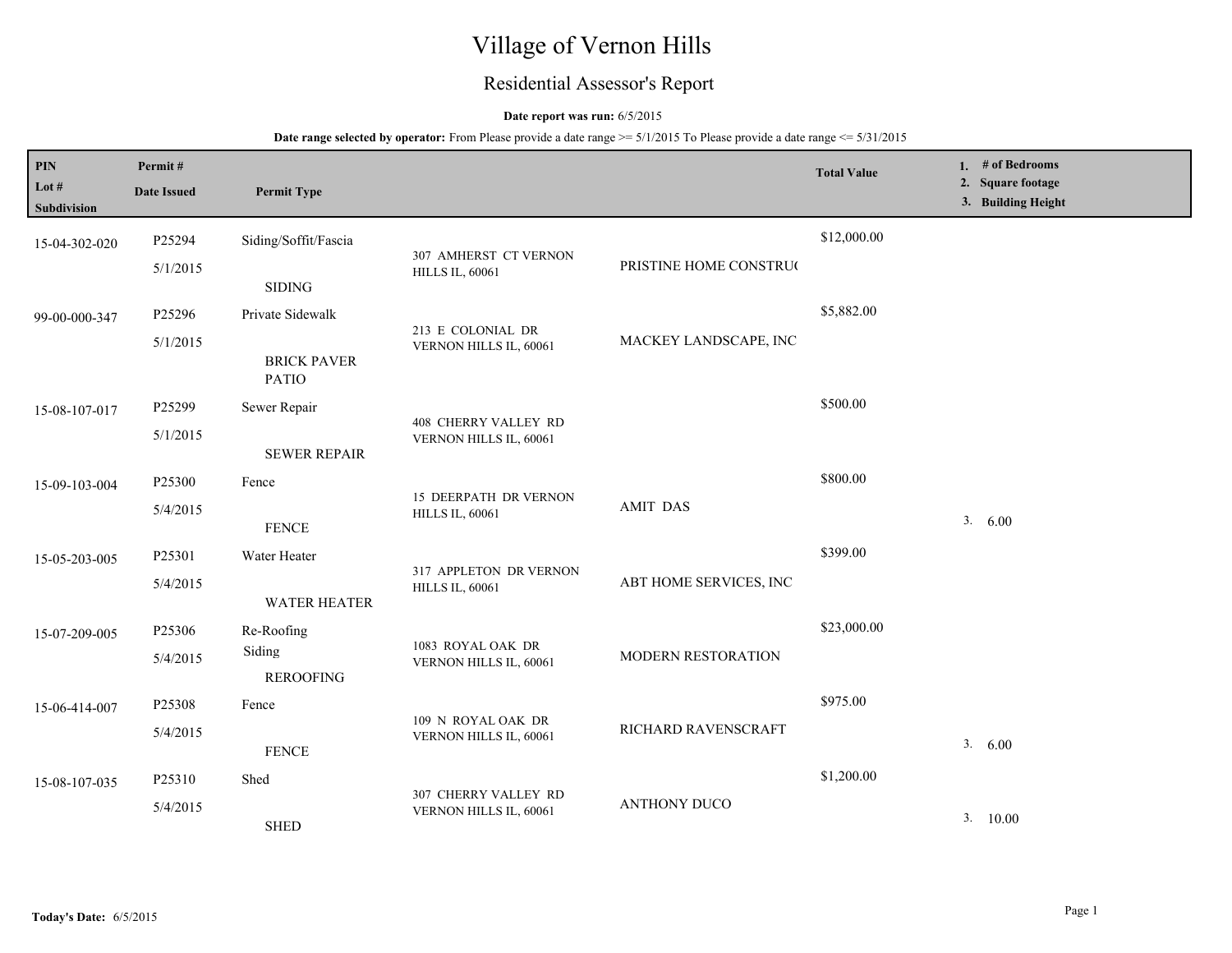# Village of Vernon Hills

## Residential Assessor's Report

**Date report was run:** 6/5/2015

**Date range selected by operator:** From Please provide a date range >= 5/1/2015 To Please provide a date range <= 5/31/2015

| PIN<br>Lot #<br>Subdivision | Permit #<br>Date Issued | Permit Type | | | Total Value | 1. # of Bedrooms<br>2. Square footage<br>3. Building Height |
|---|---|---|---|---|---|---|
| 15-04-302-020 | P25294<br>5/1/2015 | Siding/Soffit/Fascia<br>SIDING | 307 AMHERST CT VERNON HILLS IL, 60061 | PRISTINE HOME CONSTRU( | $12,000.00 | |
| 99-00-000-347 | P25296<br>5/1/2015 | Private Sidewalk<br>BRICK PAVER PATIO | 213 E COLONIAL DR VERNON HILLS IL, 60061 | MACKEY LANDSCAPE, INC | $5,882.00 | |
| 15-08-107-017 | P25299<br>5/1/2015 | Sewer Repair<br>SEWER REPAIR | 408 CHERRY VALLEY RD VERNON HILLS IL, 60061 | | $500.00 | |
| 15-09-103-004 | P25300<br>5/4/2015 | Fence<br>FENCE | 15 DEERPATH DR VERNON HILLS IL, 60061 | AMIT DAS | $800.00 | 3. 6.00 |
| 15-05-203-005 | P25301<br>5/4/2015 | Water Heater<br>WATER HEATER | 317 APPLETON DR VERNON HILLS IL, 60061 | ABT HOME SERVICES, INC | $399.00 | |
| 15-07-209-005 | P25306<br>5/4/2015 | Re-Roofing<br>Siding<br>REROOFING | 1083 ROYAL OAK DR VERNON HILLS IL, 60061 | MODERN RESTORATION | $23,000.00 | |
| 15-06-414-007 | P25308<br>5/4/2015 | Fence<br>FENCE | 109 N ROYAL OAK DR VERNON HILLS IL, 60061 | RICHARD RAVENSCRAFT | $975.00 | 3. 6.00 |
| 15-08-107-035 | P25310<br>5/4/2015 | Shed<br>SHED | 307 CHERRY VALLEY RD VERNON HILLS IL, 60061 | ANTHONY DUCO | $1,200.00 | 3. 10.00 |

**Today's Date:** 6/5/2015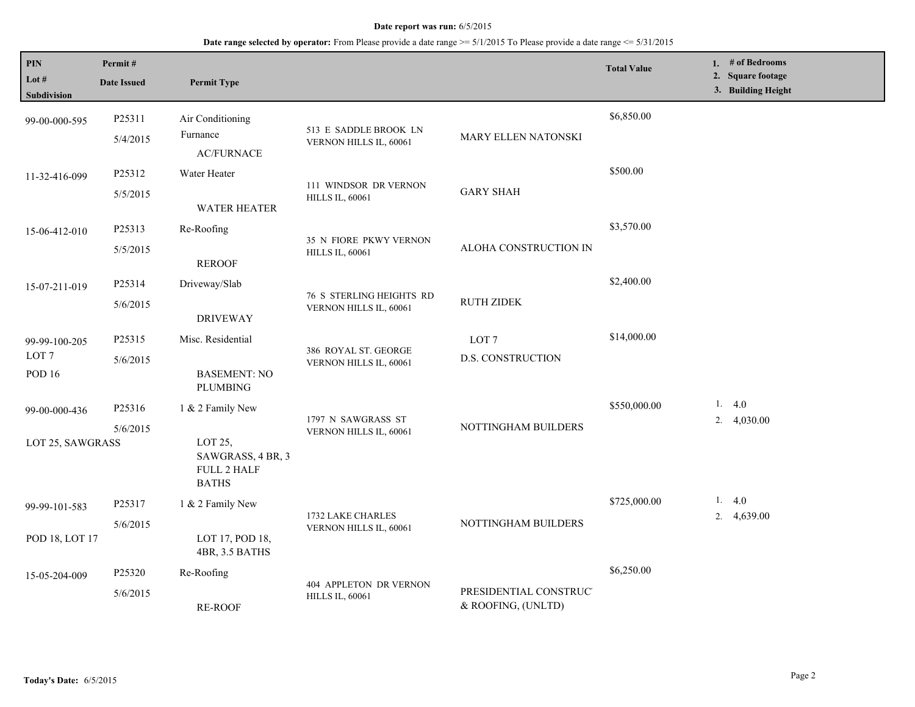**Date report was run:** 6/5/2015

**Date range selected by operator:** From Please provide a date range >= 5/1/2015 To Please provide a date range <= 5/31/2015

| PIN<br>Lot #<br>Subdivision | Permit #<br>Date Issued | Permit Type | | | Total Value | 1. # of Bedrooms<br>2. Square footage<br>3. Building Height |
|---|---|---|---|---|---|---|
| 99-00-000-595 | P25311<br>5/4/2015 | Air Conditioning<br>Furnance<br>AC/FURNACE | 513 E SADDLE BROOK LN VERNON HILLS IL, 60061 | MARY ELLEN NATONSKI | $6,850.00 | |
| 11-32-416-099 | P25312<br>5/5/2015 | Water Heater<br>WATER HEATER | 111 WINDSOR DR VERNON HILLS IL, 60061 | GARY SHAH | $500.00 | |
| 15-06-412-010 | P25313<br>5/5/2015 | Re-Roofing<br>REROOF | 35 N FIORE PKWY VERNON HILLS IL, 60061 | ALOHA CONSTRUCTION IN | $3,570.00 | |
| 15-07-211-019 | P25314<br>5/6/2015 | Driveway/Slab<br>DRIVEWAY | 76 S STERLING HEIGHTS RD VERNON HILLS IL, 60061 | RUTH ZIDEK | $2,400.00 | |
| 99-99-100-205<br>LOT 7<br>POD 16 | P25315<br>5/6/2015 | Misc. Residential<br>BASEMENT: NO PLUMBING | 386 ROYAL ST. GEORGE VERNON HILLS IL, 60061 | LOT 7<br>D.S. CONSTRUCTION | $14,000.00 | |
| 99-00-000-436<br>LOT 25, SAWGRASS | P25316<br>5/6/2015 | 1 & 2 Family New<br>LOT 25, SAWGRASS, 4 BR, 3 FULL 2 HALF BATHS | 1797 N SAWGRASS ST VERNON HILLS IL, 60061 | NOTTINGHAM BUILDERS | $550,000.00 | 1. 4.0<br>2. 4,030.00 |
| 99-99-101-583<br>POD 18, LOT 17 | P25317<br>5/6/2015 | 1 & 2 Family New<br>LOT 17, POD 18, 4BR, 3.5 BATHS | 1732 LAKE CHARLES VERNON HILLS IL, 60061 | NOTTINGHAM BUILDERS | $725,000.00 | 1. 4.0<br>2. 4,639.00 |
| 15-05-204-009 | P25320<br>5/6/2015 | Re-Roofing<br>RE-ROOF | 404 APPLETON DR VERNON HILLS IL, 60061 | PRESIDENTIAL CONSTRUC' & ROOFING, (UNLTD) | $6,250.00 | |

**Today's Date:** 6/5/2015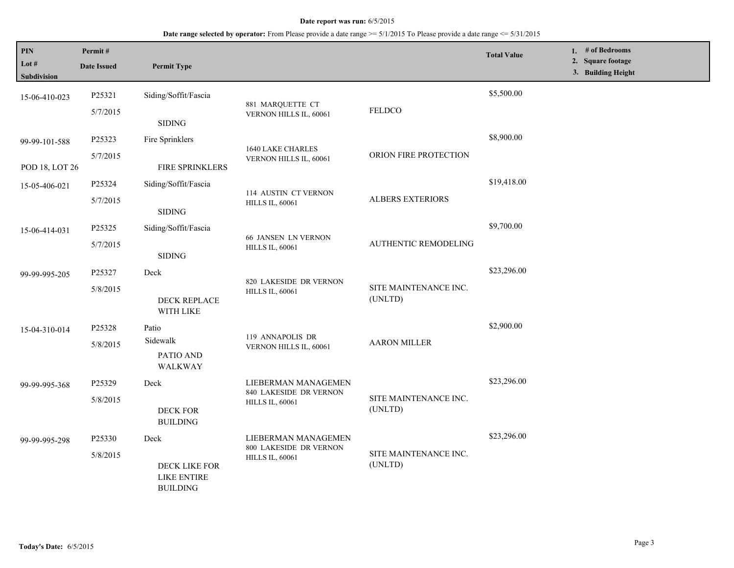**Date report was run:** 6/5/2015

**Date range selected by operator:** From Please provide a date range >= 5/1/2015 To Please provide a date range <= 5/31/2015

| PIN / Lot # / Subdivision | Permit # / Date Issued | Permit Type | | | Total Value | 1. # of Bedrooms 2. Square footage 3. Building Height |
|---|---|---|---|---|---|---|
| 15-06-410-023 | P25321 5/7/2015 | Siding/Soffit/Fascia SIDING | 881 MARQUETTE CT VERNON HILLS IL, 60061 | FELDCO | $5,500.00 | |
| 99-99-101-588 POD 18, LOT 26 | P25323 5/7/2015 | Fire Sprinklers FIRE SPRINKLERS | 1640 LAKE CHARLES VERNON HILLS IL, 60061 | ORION FIRE PROTECTION | $8,900.00 | |
| 15-05-406-021 | P25324 5/7/2015 | Siding/Soffit/Fascia SIDING | 114 AUSTIN CT VERNON HILLS IL, 60061 | ALBERS EXTERIORS | $19,418.00 | |
| 15-06-414-031 | P25325 5/7/2015 | Siding/Soffit/Fascia SIDING | 66 JANSEN LN VERNON HILLS IL, 60061 | AUTHENTIC REMODELING | $9,700.00 | |
| 99-99-995-205 | P25327 5/8/2015 | Deck DECK REPLACE WITH LIKE | 820 LAKESIDE DR VERNON HILLS IL, 60061 | SITE MAINTENANCE INC. (UNLTD) | $23,296.00 | |
| 15-04-310-014 | P25328 5/8/2015 | Patio Sidewalk PATIO AND WALKWAY | 119 ANNAPOLIS DR VERNON HILLS IL, 60061 | AARON MILLER | $2,900.00 | |
| 99-99-995-368 | P25329 5/8/2015 | Deck DECK FOR BUILDING | LIEBERMAN MANAGEMEN 840 LAKESIDE DR VERNON HILLS IL, 60061 | SITE MAINTENANCE INC. (UNLTD) | $23,296.00 | |
| 99-99-995-298 | P25330 5/8/2015 | Deck DECK LIKE FOR LIKE ENTIRE BUILDING | LIEBERMAN MANAGEMEN 800 LAKESIDE DR VERNON HILLS IL, 60061 | SITE MAINTENANCE INC. (UNLTD) | $23,296.00 | |

**Today's Date:** 6/5/2015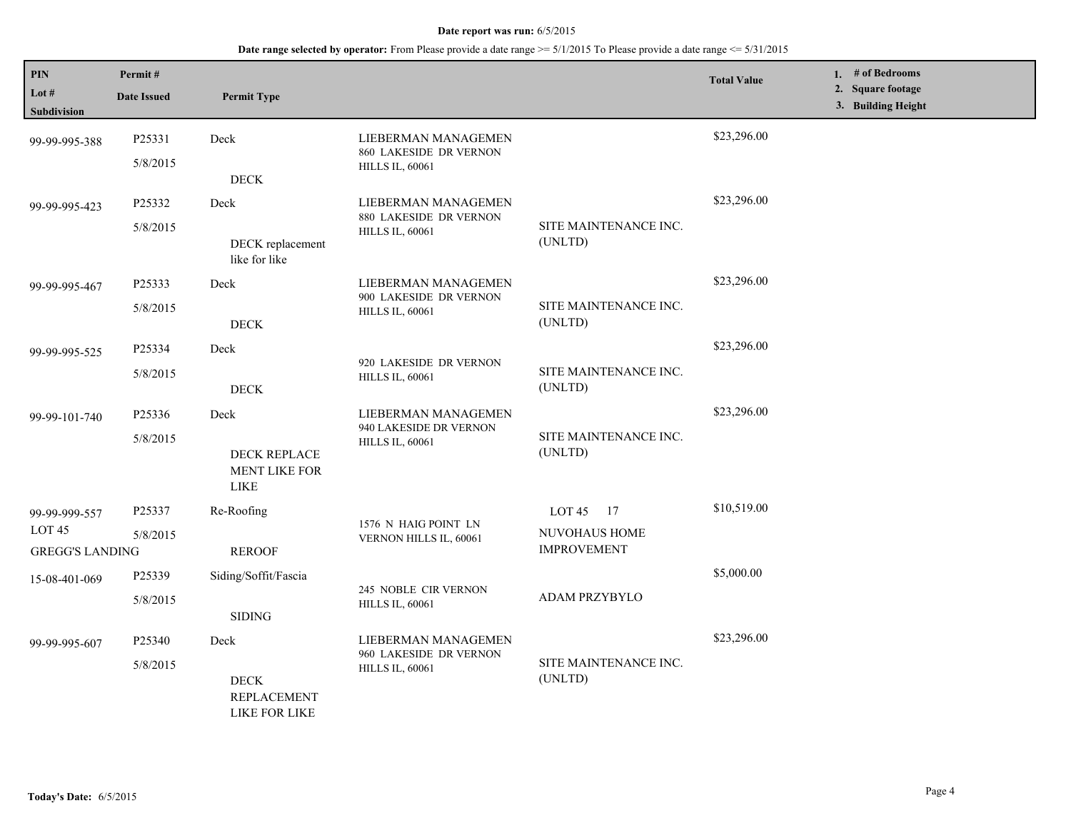**Date report was run:** 6/5/2015

**Date range selected by operator:** From Please provide a date range >= 5/1/2015 To Please provide a date range <= 5/31/2015

| PIN / Lot # / Subdivision | Permit # / Date Issued | Permit Type | | | Total Value | 1. # of Bedrooms 2. Square footage 3. Building Height |
|---|---|---|---|---|---|---|
| 99-99-995-388 | P25331 5/8/2015 | Deck DECK | LIEBERMAN MANAGEMEN 860 LAKESIDE DR VERNON HILLS IL, 60061 | | $23,296.00 | |
| 99-99-995-423 | P25332 5/8/2015 | Deck DECK replacement like for like | LIEBERMAN MANAGEMEN 880 LAKESIDE DR VERNON HILLS IL, 60061 | SITE MAINTENANCE INC. (UNLTD) | $23,296.00 | |
| 99-99-995-467 | P25333 5/8/2015 | Deck DECK | LIEBERMAN MANAGEMEN 900 LAKESIDE DR VERNON HILLS IL, 60061 | SITE MAINTENANCE INC. (UNLTD) | $23,296.00 | |
| 99-99-995-525 | P25334 5/8/2015 | Deck DECK | 920 LAKESIDE DR VERNON HILLS IL, 60061 | SITE MAINTENANCE INC. (UNLTD) | $23,296.00 | |
| 99-99-101-740 | P25336 5/8/2015 | Deck DECK REPLACE MENT LIKE FOR LIKE | LIEBERMAN MANAGEMEN 940 LAKESIDE DR VERNON HILLS IL, 60061 | SITE MAINTENANCE INC. (UNLTD) | $23,296.00 | |
| 99-99-999-557 LOT 45 GREGG'S LANDING | P25337 5/8/2015 | Re-Roofing REROOF | 1576 N HAIG POINT LN VERNON HILLS IL, 60061 | LOT 45 17 NUVOHAUS HOME IMPROVEMENT | $10,519.00 | |
| 15-08-401-069 | P25339 5/8/2015 | Siding/Soffit/Fascia SIDING | 245 NOBLE CIR VERNON HILLS IL, 60061 | ADAM PRZYBYLO | $5,000.00 | |
| 99-99-995-607 | P25340 5/8/2015 | Deck DECK REPLACEMENT LIKE FOR LIKE | LIEBERMAN MANAGEMEN 960 LAKESIDE DR VERNON HILLS IL, 60061 | SITE MAINTENANCE INC. (UNLTD) | $23,296.00 | |

**Today's Date:** 6/5/2015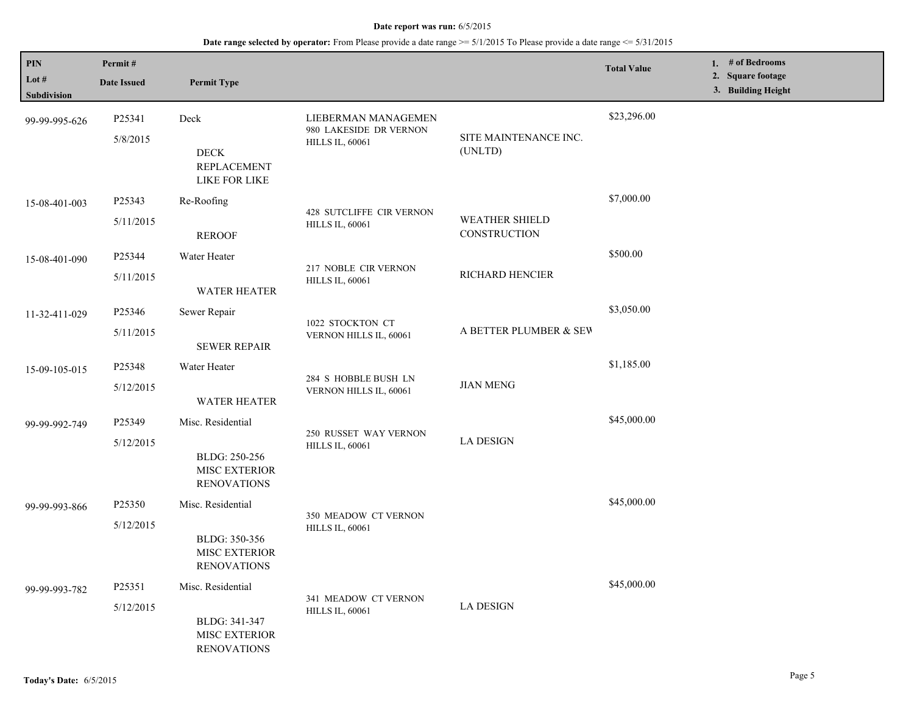**Date report was run:** 6/5/2015

**Date range selected by operator:** From Please provide a date range >= 5/1/2015 To Please provide a date range <= 5/31/2015

| PIN / Lot # / Subdivision | Permit # / Date Issued | Permit Type | | | Total Value | 1. # of Bedrooms 2. Square footage 3. Building Height |
|---|---|---|---|---|---|---|
| 99-99-995-626 | P25341 5/8/2015 | Deck DECK REPLACEMENT LIKE FOR LIKE | LIEBERMAN MANAGEMEN 980 LAKESIDE DR VERNON HILLS IL, 60061 | SITE MAINTENANCE INC. (UNLTD) | $23,296.00 | |
| 15-08-401-003 | P25343 5/11/2015 | Re-Roofing REROOF | 428 SUTCLIFFE CIR VERNON HILLS IL, 60061 | WEATHER SHIELD CONSTRUCTION | $7,000.00 | |
| 15-08-401-090 | P25344 5/11/2015 | Water Heater WATER HEATER | 217 NOBLE CIR VERNON HILLS IL, 60061 | RICHARD HENCIER | $500.00 | |
| 11-32-411-029 | P25346 5/11/2015 | Sewer Repair SEWER REPAIR | 1022 STOCKTON CT VERNON HILLS IL, 60061 | A BETTER PLUMBER & SEW | $3,050.00 | |
| 15-09-105-015 | P25348 5/12/2015 | Water Heater WATER HEATER | 284 S HOBBLE BUSH LN VERNON HILLS IL, 60061 | JIAN MENG | $1,185.00 | |
| 99-99-992-749 | P25349 5/12/2015 | Misc. Residential BLDG: 250-256 MISC EXTERIOR RENOVATIONS | 250 RUSSET WAY VERNON HILLS IL, 60061 | LA DESIGN | $45,000.00 | |
| 99-99-993-866 | P25350 5/12/2015 | Misc. Residential BLDG: 350-356 MISC EXTERIOR RENOVATIONS | 350 MEADOW CT VERNON HILLS IL, 60061 | | $45,000.00 | |
| 99-99-993-782 | P25351 5/12/2015 | Misc. Residential BLDG: 341-347 MISC EXTERIOR RENOVATIONS | 341 MEADOW CT VERNON HILLS IL, 60061 | LA DESIGN | $45,000.00 | |

**Today's Date:** 6/5/2015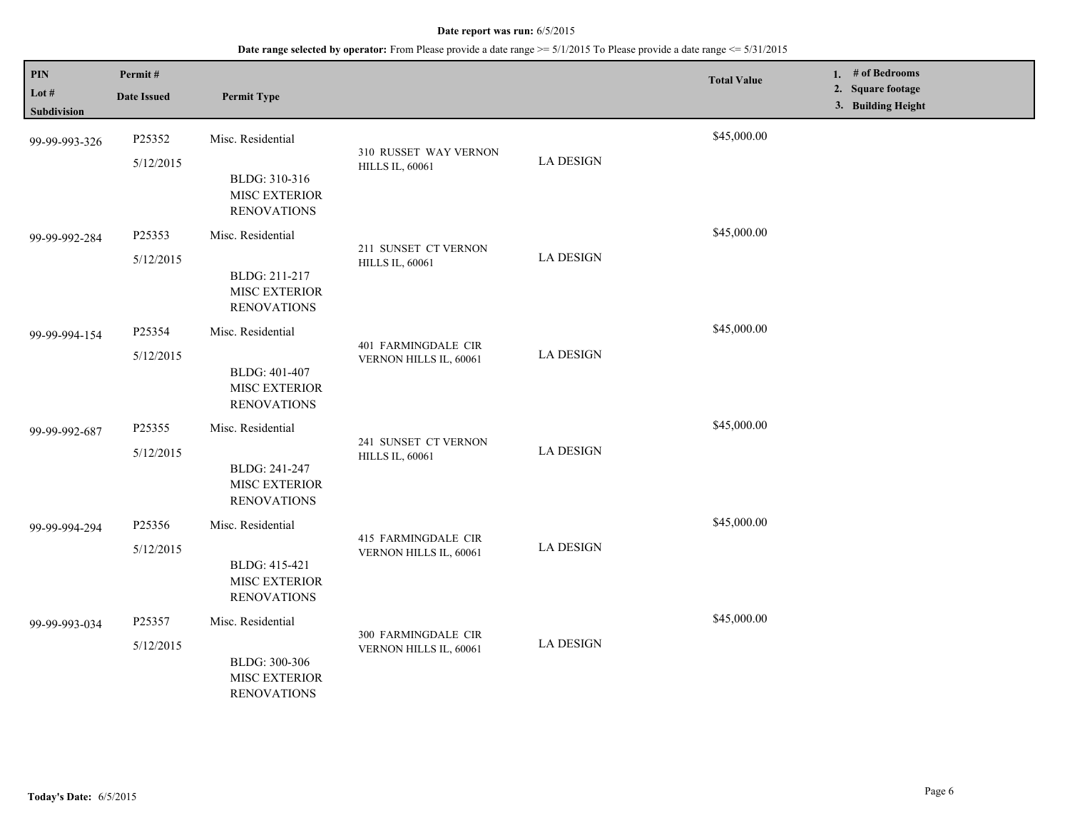**Date report was run:** 6/5/2015

**Date range selected by operator:** From Please provide a date range >= 5/1/2015 To Please provide a date range <= 5/31/2015

| PIN<br>Lot #<br>Subdivision | Permit #<br>Date Issued | Permit Type | | | Total Value | 1. # of Bedrooms<br>2. Square footage<br>3. Building Height |
|---|---|---|---|---|---|---|
| 99-99-993-326 | P25352<br>5/12/2015 | Misc. Residential<br>BLDG: 310-316 MISC EXTERIOR RENOVATIONS | 310 RUSSET WAY VERNON HILLS IL, 60061 | LA DESIGN | $45,000.00 | |
| 99-99-992-284 | P25353<br>5/12/2015 | Misc. Residential<br>BLDG: 211-217 MISC EXTERIOR RENOVATIONS | 211 SUNSET CT VERNON HILLS IL, 60061 | LA DESIGN | $45,000.00 | |
| 99-99-994-154 | P25354<br>5/12/2015 | Misc. Residential<br>BLDG: 401-407 MISC EXTERIOR RENOVATIONS | 401 FARMINGDALE CIR VERNON HILLS IL, 60061 | LA DESIGN | $45,000.00 | |
| 99-99-992-687 | P25355<br>5/12/2015 | Misc. Residential<br>BLDG: 241-247 MISC EXTERIOR RENOVATIONS | 241 SUNSET CT VERNON HILLS IL, 60061 | LA DESIGN | $45,000.00 | |
| 99-99-994-294 | P25356<br>5/12/2015 | Misc. Residential<br>BLDG: 415-421 MISC EXTERIOR RENOVATIONS | 415 FARMINGDALE CIR VERNON HILLS IL, 60061 | LA DESIGN | $45,000.00 | |
| 99-99-993-034 | P25357<br>5/12/2015 | Misc. Residential<br>BLDG: 300-306 MISC EXTERIOR RENOVATIONS | 300 FARMINGDALE CIR VERNON HILLS IL, 60061 | LA DESIGN | $45,000.00 | |

**Today's Date:** 6/5/2015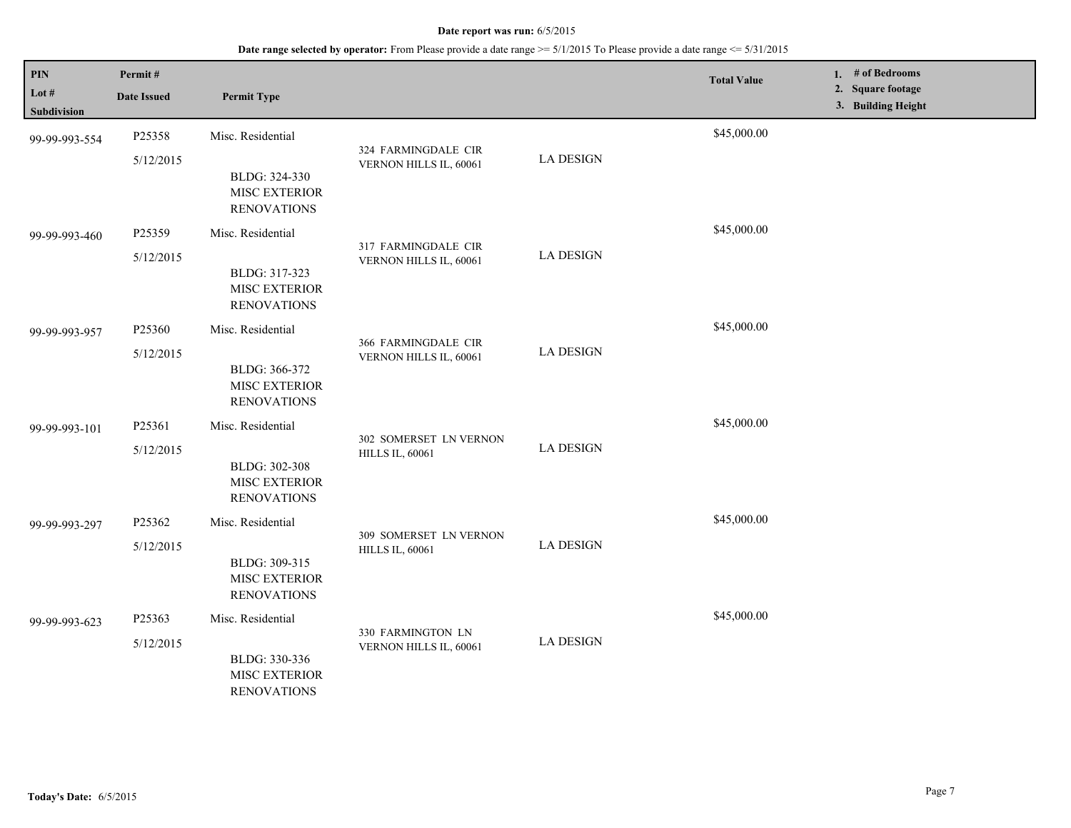**Date report was run:** 6/5/2015

**Date range selected by operator:** From Please provide a date range >= 5/1/2015 To Please provide a date range <= 5/31/2015

| PIN<br>Lot #<br>Subdivision | Permit #<br>Date Issued | Permit Type | | | Total Value | 1. # of Bedrooms<br>2. Square footage<br>3. Building Height |
|---|---|---|---|---|---|---|
| 99-99-993-554 | P25358<br>5/12/2015 | Misc. Residential<br>BLDG: 324-330 MISC EXTERIOR RENOVATIONS | 324 FARMINGDALE CIR VERNON HILLS IL, 60061 | LA DESIGN | $45,000.00 | |
| 99-99-993-460 | P25359<br>5/12/2015 | Misc. Residential<br>BLDG: 317-323 MISC EXTERIOR RENOVATIONS | 317 FARMINGDALE CIR VERNON HILLS IL, 60061 | LA DESIGN | $45,000.00 | |
| 99-99-993-957 | P25360<br>5/12/2015 | Misc. Residential<br>BLDG: 366-372 MISC EXTERIOR RENOVATIONS | 366 FARMINGDALE CIR VERNON HILLS IL, 60061 | LA DESIGN | $45,000.00 | |
| 99-99-993-101 | P25361<br>5/12/2015 | Misc. Residential<br>BLDG: 302-308 MISC EXTERIOR RENOVATIONS | 302 SOMERSET LN VERNON HILLS IL, 60061 | LA DESIGN | $45,000.00 | |
| 99-99-993-297 | P25362<br>5/12/2015 | Misc. Residential<br>BLDG: 309-315 MISC EXTERIOR RENOVATIONS | 309 SOMERSET LN VERNON HILLS IL, 60061 | LA DESIGN | $45,000.00 | |
| 99-99-993-623 | P25363<br>5/12/2015 | Misc. Residential<br>BLDG: 330-336 MISC EXTERIOR RENOVATIONS | 330 FARMINGTON LN VERNON HILLS IL, 60061 | LA DESIGN | $45,000.00 | |

**Today's Date:** 6/5/2015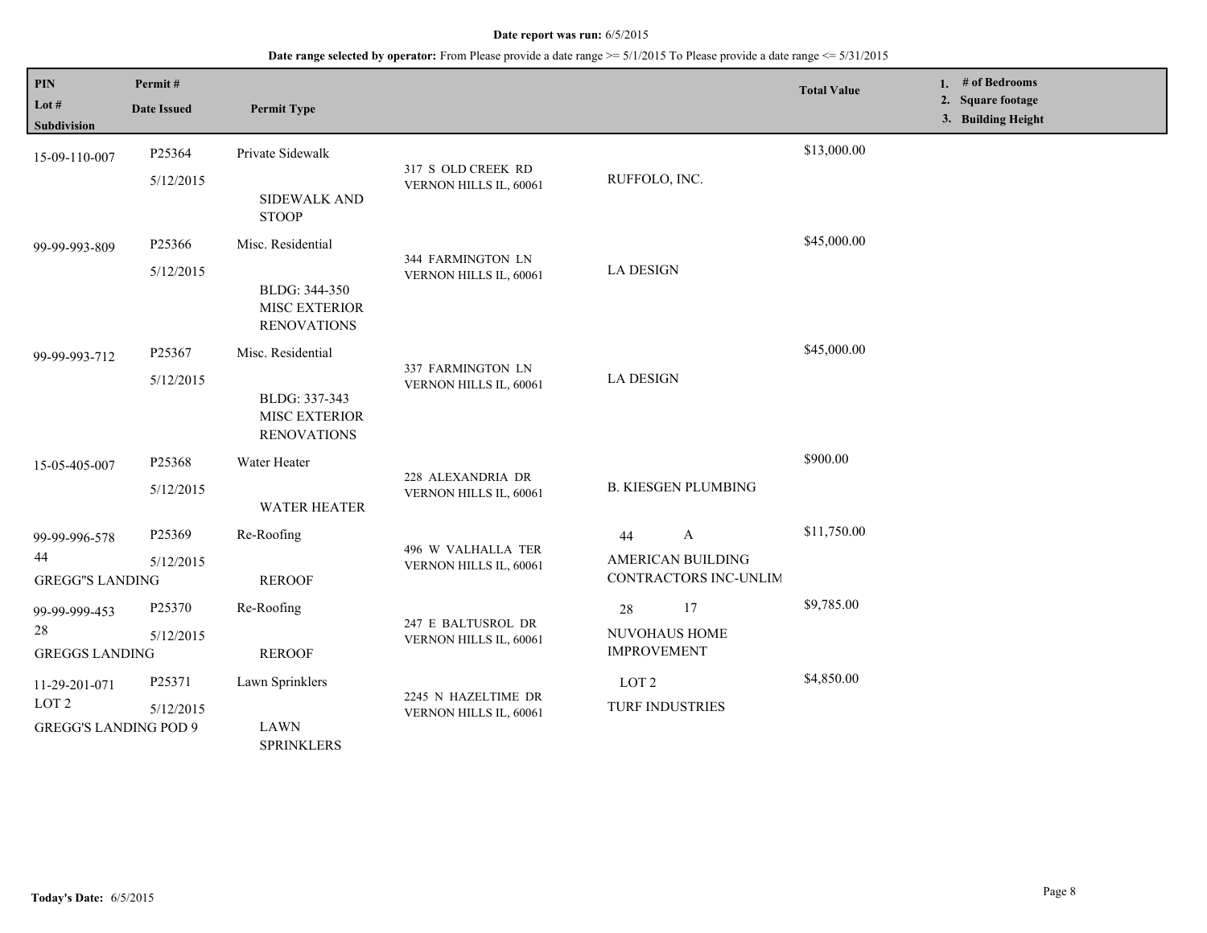**Date report was run:** 6/5/2015

**Date range selected by operator:** From Please provide a date range >= 5/1/2015 To Please provide a date range <= 5/31/2015

| PIN / Lot # / Subdivision | Permit # / Date Issued | Permit Type | Address | Contractor | Total Value | 1. # of Bedrooms 2. Square footage 3. Building Height |
|---|---|---|---|---|---|---|
| 15-09-110-007 | P25364<br>5/12/2015 | Private Sidewalk<br>SIDEWALK AND STOOP | 317 S OLD CREEK RD<br>VERNON HILLS IL, 60061 | RUFFOLO, INC. | $13,000.00 | |
| 99-99-993-809 | P25366<br>5/12/2015 | Misc. Residential<br>BLDG: 344-350 MISC EXTERIOR RENOVATIONS | 344 FARMINGTON LN<br>VERNON HILLS IL, 60061 | LA DESIGN | $45,000.00 | |
| 99-99-993-712 | P25367<br>5/12/2015 | Misc. Residential<br>BLDG: 337-343 MISC EXTERIOR RENOVATIONS | 337 FARMINGTON LN<br>VERNON HILLS IL, 60061 | LA DESIGN | $45,000.00 | |
| 15-05-405-007 | P25368<br>5/12/2015 | Water Heater<br>WATER HEATER | 228 ALEXANDRIA DR<br>VERNON HILLS IL, 60061 | B. KIESGEN PLUMBING | $900.00 | |
| 99-99-996-578<br>44<br>GREGG"S LANDING | P25369<br>5/12/2015 | Re-Roofing<br>REROOF | 496 W VALHALLA TER<br>VERNON HILLS IL, 60061 | 44 A<br>AMERICAN BUILDING CONTRACTORS INC-UNLIM | $11,750.00 | |
| 99-99-999-453<br>28<br>GREGGS LANDING | P25370<br>5/12/2015 | Re-Roofing<br>REROOF | 247 E BALTUSROL DR<br>VERNON HILLS IL, 60061 | 28 17<br>NUVOHAUS HOME IMPROVEMENT | $9,785.00 | |
| 11-29-201-071<br>LOT 2<br>GREGG'S LANDING POD 9 | P25371<br>5/12/2015 | Lawn Sprinklers<br>LAWN SPRINKLERS | 2245 N HAZELTIME DR<br>VERNON HILLS IL, 60061 | LOT 2<br>TURF INDUSTRIES | $4,850.00 | |

**Today's Date:** 6/5/2015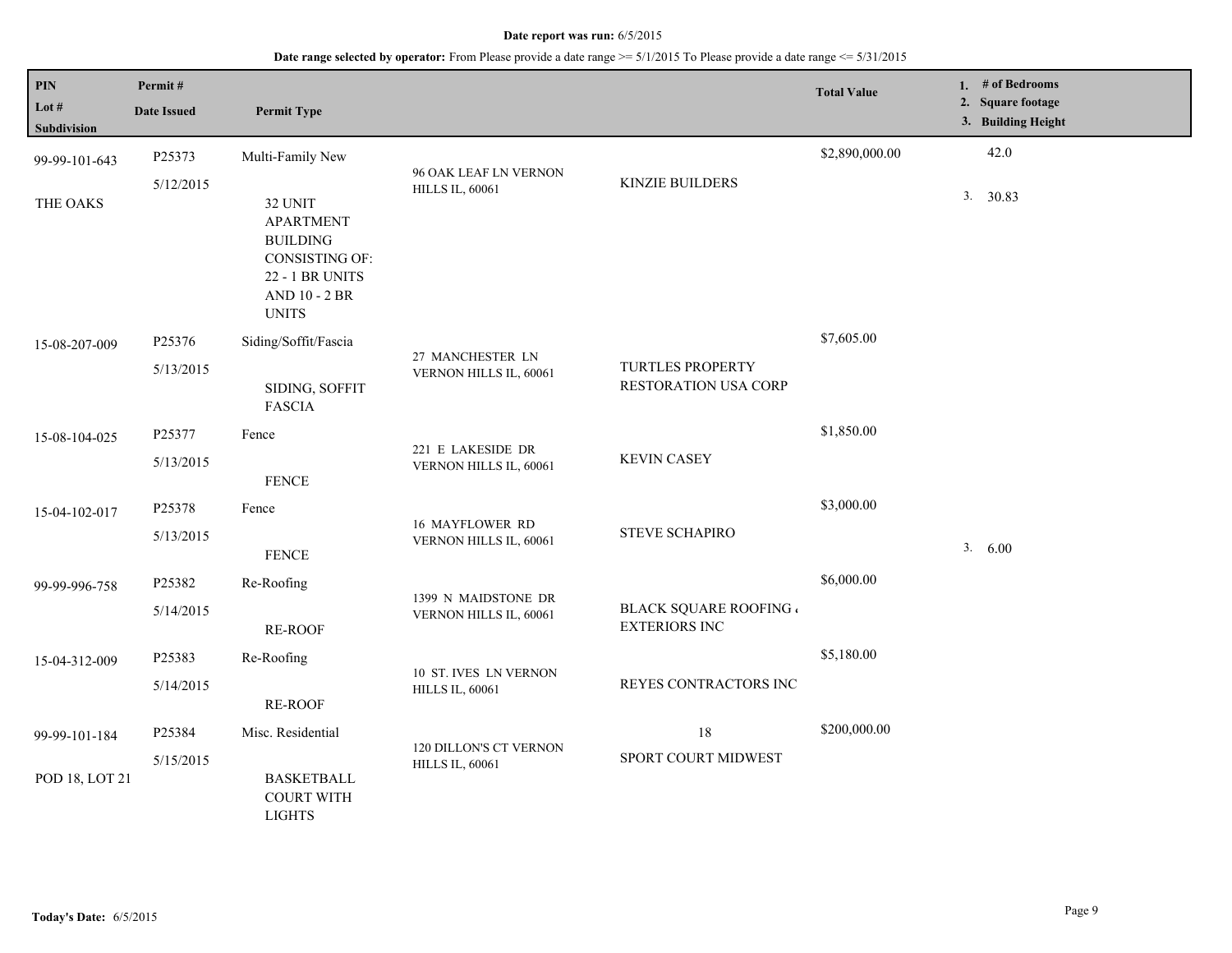**Date report was run:** 6/5/2015

**Date range selected by operator:** From Please provide a date range >= 5/1/2015 To Please provide a date range <= 5/31/2015

| PIN / Lot # / Subdivision | Permit # / Date Issued | Permit Type | | | Total Value | 1. # of Bedrooms 2. Square footage 3. Building Height |
|---|---|---|---|---|---|---|
| 99-99-101-643<br>THE OAKS | P25373<br>5/12/2015 | Multi-Family New<br>32 UNIT APARTMENT BUILDING CONSISTING OF: 22 - 1 BR UNITS AND 10 - 2 BR UNITS | 96 OAK LEAF LN VERNON HILLS IL, 60061 | KINZIE BUILDERS | $2,890,000.00 | 42.0<br>3. 30.83 |
| 15-08-207-009 | P25376<br>5/13/2015 | Siding/Soffit/Fascia<br>SIDING, SOFFIT FASCIA | 27 MANCHESTER LN VERNON HILLS IL, 60061 | TURTLES PROPERTY RESTORATION USA CORP | $7,605.00 | |
| 15-08-104-025 | P25377<br>5/13/2015 | Fence<br>FENCE | 221 E LAKESIDE DR VERNON HILLS IL, 60061 | KEVIN CASEY | $1,850.00 | |
| 15-04-102-017 | P25378<br>5/13/2015 | Fence<br>FENCE | 16 MAYFLOWER RD VERNON HILLS IL, 60061 | STEVE SCHAPIRO | $3,000.00 | 3. 6.00 |
| 99-99-996-758 | P25382<br>5/14/2015 | Re-Roofing<br>RE-ROOF | 1399 N MAIDSTONE DR VERNON HILLS IL, 60061 | BLACK SQUARE ROOFING & EXTERIORS INC | $6,000.00 | |
| 15-04-312-009 | P25383<br>5/14/2015 | Re-Roofing<br>RE-ROOF | 10 ST. IVES LN VERNON HILLS IL, 60061 | REYES CONTRACTORS INC | $5,180.00 | |
| 99-99-101-184<br>POD 18, LOT 21 | P25384<br>5/15/2015 | Misc. Residential<br>BASKETBALL COURT WITH LIGHTS | 120 DILLON'S CT VERNON HILLS IL, 60061 | 18<br>SPORT COURT MIDWEST | $200,000.00 | |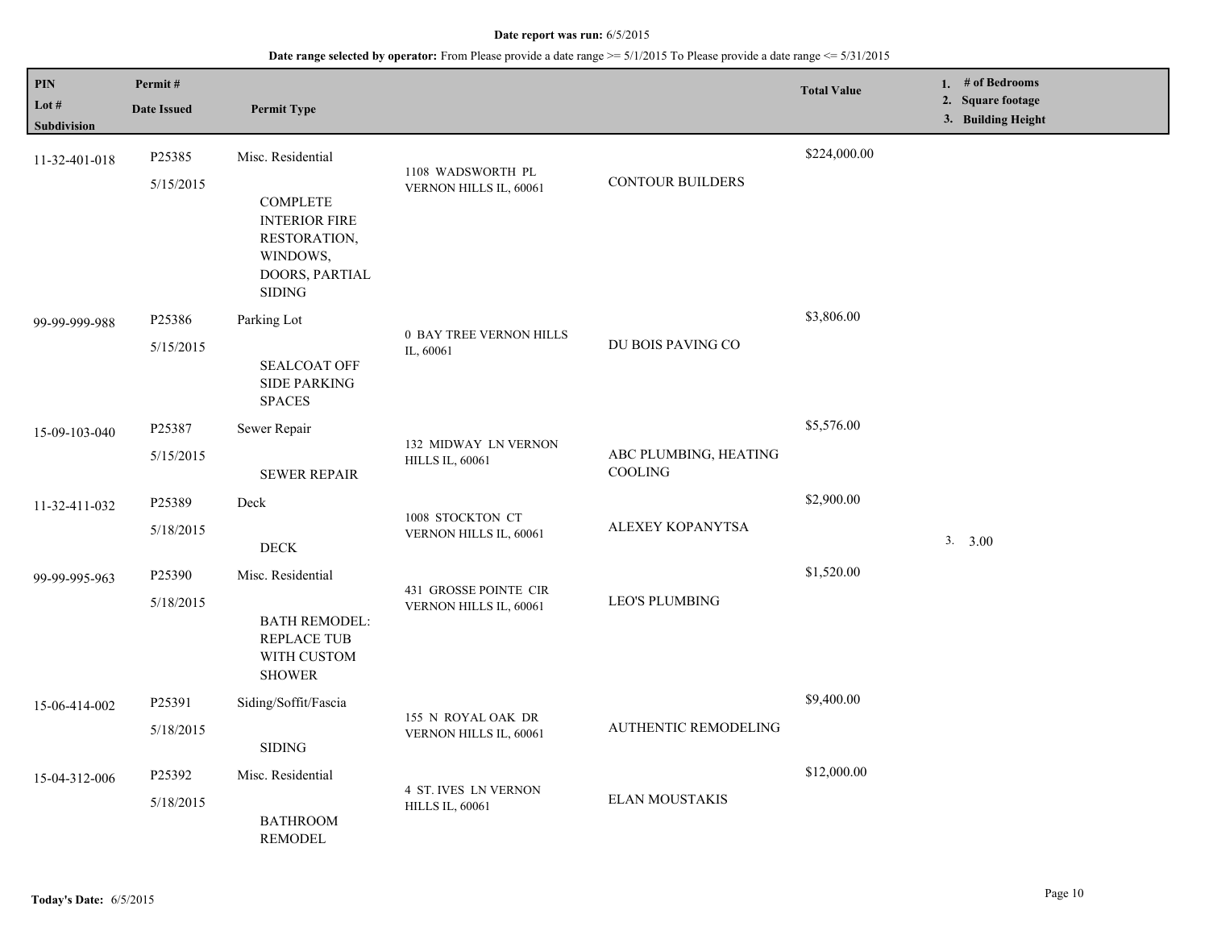**Date report was run:** 6/5/2015

**Date range selected by operator:** From Please provide a date range >= 5/1/2015 To Please provide a date range <= 5/31/2015

| PIN / Lot # / Subdivision | Permit # / Date Issued | Permit Type | | | Total Value | 1. # of Bedrooms 2. Square footage 3. Building Height |
|---|---|---|---|---|---|---|
| 11-32-401-018 | P25385 5/15/2015 | Misc. Residential<br>COMPLETE INTERIOR FIRE RESTORATION, WINDOWS, DOORS, PARTIAL SIDING | 1108 WADSWORTH PL VERNON HILLS IL, 60061 | CONTOUR BUILDERS | $224,000.00 | |
| 99-99-999-988 | P25386 5/15/2015 | Parking Lot<br>SEALCOAT OFF SIDE PARKING SPACES | 0 BAY TREE VERNON HILLS IL, 60061 | DU BOIS PAVING CO | $3,806.00 | |
| 15-09-103-040 | P25387 5/15/2015 | Sewer Repair<br>SEWER REPAIR | 132 MIDWAY LN VERNON HILLS IL, 60061 | ABC PLUMBING, HEATING COOLING | $5,576.00 | |
| 11-32-411-032 | P25389 5/18/2015 | Deck<br>DECK | 1008 STOCKTON CT VERNON HILLS IL, 60061 | ALEXEY KOPANYTSA | $2,900.00 | 3. 3.00 |
| 99-99-995-963 | P25390 5/18/2015 | Misc. Residential<br>BATH REMODEL: REPLACE TUB WITH CUSTOM SHOWER | 431 GROSSE POINTE CIR VERNON HILLS IL, 60061 | LEO'S PLUMBING | $1,520.00 | |
| 15-06-414-002 | P25391 5/18/2015 | Siding/Soffit/Fascia<br>SIDING | 155 N ROYAL OAK DR VERNON HILLS IL, 60061 | AUTHENTIC REMODELING | $9,400.00 | |
| 15-04-312-006 | P25392 5/18/2015 | Misc. Residential<br>BATHROOM REMODEL | 4 ST. IVES LN VERNON HILLS IL, 60061 | ELAN MOUSTAKIS | $12,000.00 | |

**Today's Date:** 6/5/2015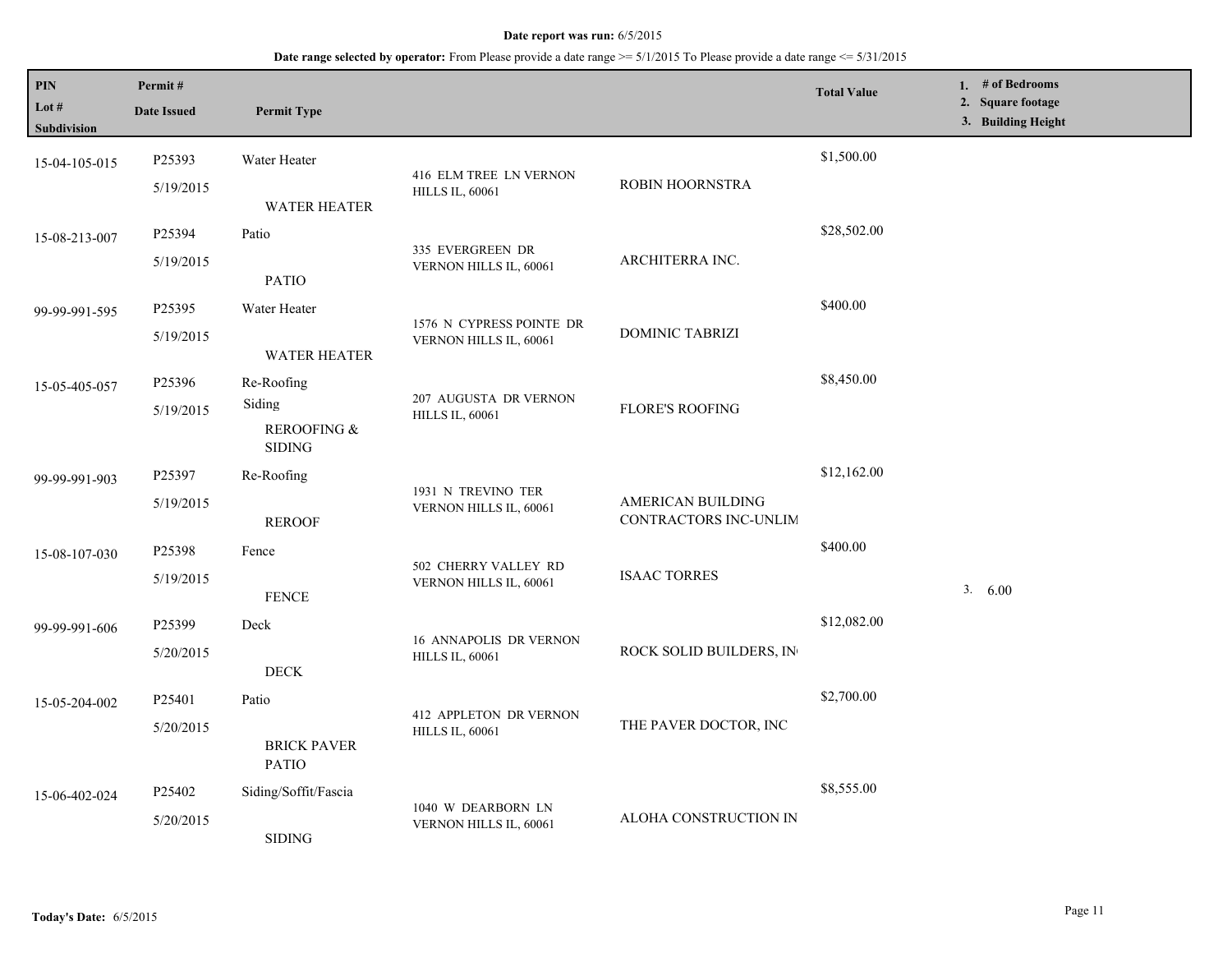**Date report was run:** 6/5/2015

**Date range selected by operator:** From Please provide a date range >= 5/1/2015 To Please provide a date range <= 5/31/2015

| PIN<br>Lot #<br>Subdivision | Permit #<br>Date Issued | Permit Type | | | Total Value | 1. # of Bedrooms<br>2. Square footage<br>3. Building Height |
|---|---|---|---|---|---|---|
| 15-04-105-015 | P25393<br>5/19/2015 | Water Heater<br>WATER HEATER | 416 ELM TREE LN VERNON HILLS IL, 60061 | ROBIN HOORNSTRA | $1,500.00 | |
| 15-08-213-007 | P25394<br>5/19/2015 | Patio<br>PATIO | 335 EVERGREEN DR VERNON HILLS IL, 60061 | ARCHITERRA INC. | $28,502.00 | |
| 99-99-991-595 | P25395<br>5/19/2015 | Water Heater<br>WATER HEATER | 1576 N CYPRESS POINTE DR VERNON HILLS IL, 60061 | DOMINIC TABRIZI | $400.00 | |
| 15-05-405-057 | P25396<br>5/19/2015 | Re-Roofing<br>Siding<br>REROOFING & SIDING | 207 AUGUSTA DR VERNON HILLS IL, 60061 | FLORE'S ROOFING | $8,450.00 | |
| 99-99-991-903 | P25397<br>5/19/2015 | Re-Roofing<br>REROOF | 1931 N TREVINO TER VERNON HILLS IL, 60061 | AMERICAN BUILDING CONTRACTORS INC-UNLIM | $12,162.00 | |
| 15-08-107-030 | P25398<br>5/19/2015 | Fence<br>FENCE | 502 CHERRY VALLEY RD VERNON HILLS IL, 60061 | ISAAC TORRES | $400.00 | 3. 6.00 |
| 99-99-991-606 | P25399<br>5/20/2015 | Deck<br>DECK | 16 ANNAPOLIS DR VERNON HILLS IL, 60061 | ROCK SOLID BUILDERS, IN | $12,082.00 | |
| 15-05-204-002 | P25401<br>5/20/2015 | Patio<br>BRICK PAVER PATIO | 412 APPLETON DR VERNON HILLS IL, 60061 | THE PAVER DOCTOR, INC | $2,700.00 | |
| 15-06-402-024 | P25402<br>5/20/2015 | Siding/Soffit/Fascia<br>SIDING | 1040 W DEARBORN LN VERNON HILLS IL, 60061 | ALOHA CONSTRUCTION IN | $8,555.00 | |

**Today's Date:** 6/5/2015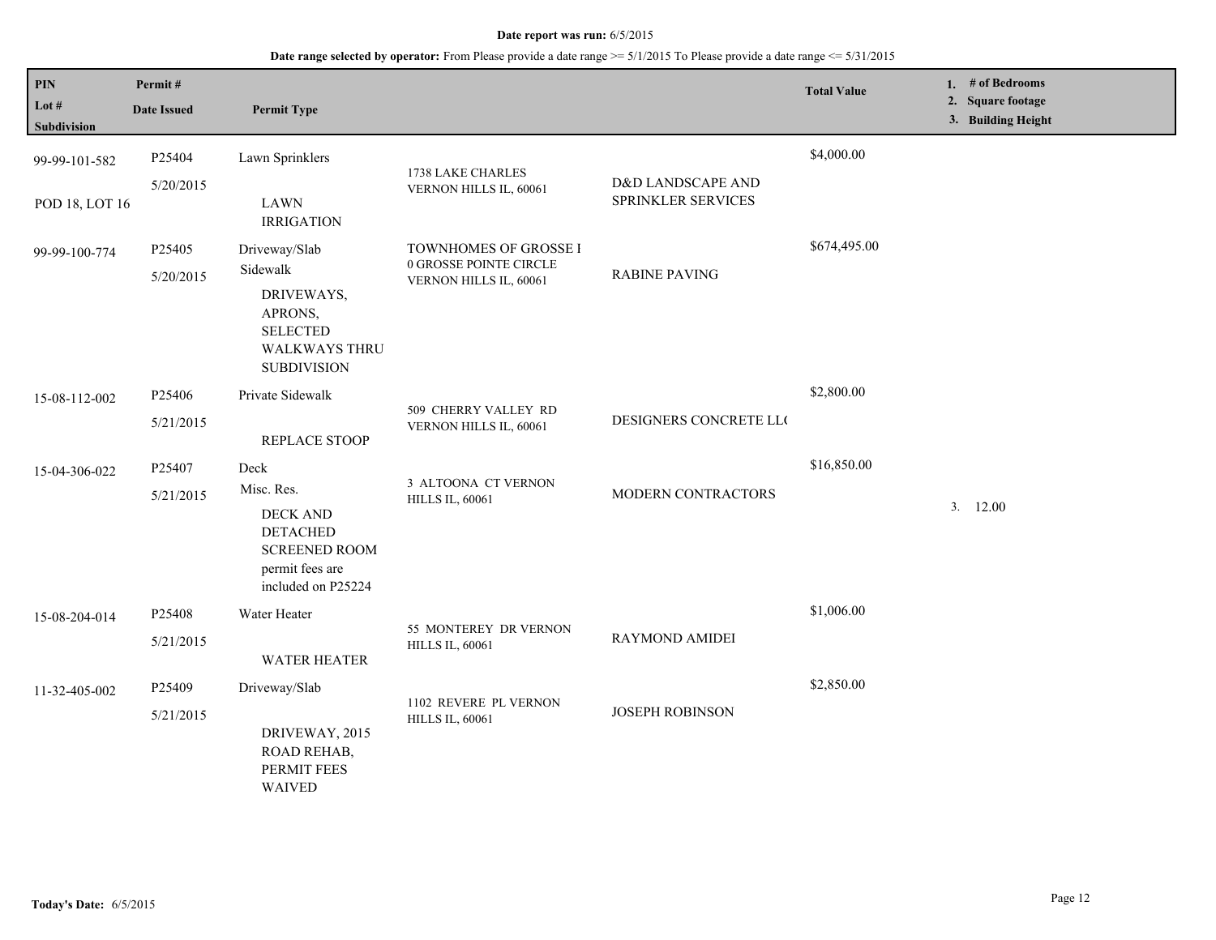**Date report was run:** 6/5/2015

**Date range selected by operator:** From Please provide a date range >= 5/1/2015 To Please provide a date range <= 5/31/2015

| PIN / Lot # / Subdivision | Permit # / Date Issued | Permit Type | | | Total Value | 1. # of Bedrooms 2. Square footage 3. Building Height |
|---|---|---|---|---|---|---|
| 99-99-101-582 POD 18, LOT 16 | P25404 5/20/2015 | Lawn Sprinklers LAWN IRRIGATION | 1738 LAKE CHARLES VERNON HILLS IL, 60061 | D&D LANDSCAPE AND SPRINKLER SERVICES | $4,000.00 | |
| 99-99-100-774 | P25405 5/20/2015 | Driveway/Slab Sidewalk DRIVEWAYS, APRONS, SELECTED WALKWAYS THRU SUBDIVISION | TOWNHOMES OF GROSSE I 0 GROSSE POINTE CIRCLE VERNON HILLS IL, 60061 | RABINE PAVING | $674,495.00 | |
| 15-08-112-002 | P25406 5/21/2015 | Private Sidewalk REPLACE STOOP | 509 CHERRY VALLEY RD VERNON HILLS IL, 60061 | DESIGNERS CONCRETE LL( | $2,800.00 | |
| 15-04-306-022 | P25407 5/21/2015 | Deck Misc. Res. DECK AND DETACHED SCREENED ROOM permit fees are included on P25224 | 3 ALTOONA CT VERNON HILLS IL, 60061 | MODERN CONTRACTORS | $16,850.00 | 3. 12.00 |
| 15-08-204-014 | P25408 5/21/2015 | Water Heater WATER HEATER | 55 MONTEREY DR VERNON HILLS IL, 60061 | RAYMOND AMIDEI | $1,006.00 | |
| 11-32-405-002 | P25409 5/21/2015 | Driveway/Slab DRIVEWAY, 2015 ROAD REHAB, PERMIT FEES WAIVED | 1102 REVERE PL VERNON HILLS IL, 60061 | JOSEPH ROBINSON | $2,850.00 | |

**Today's Date:** 6/5/2015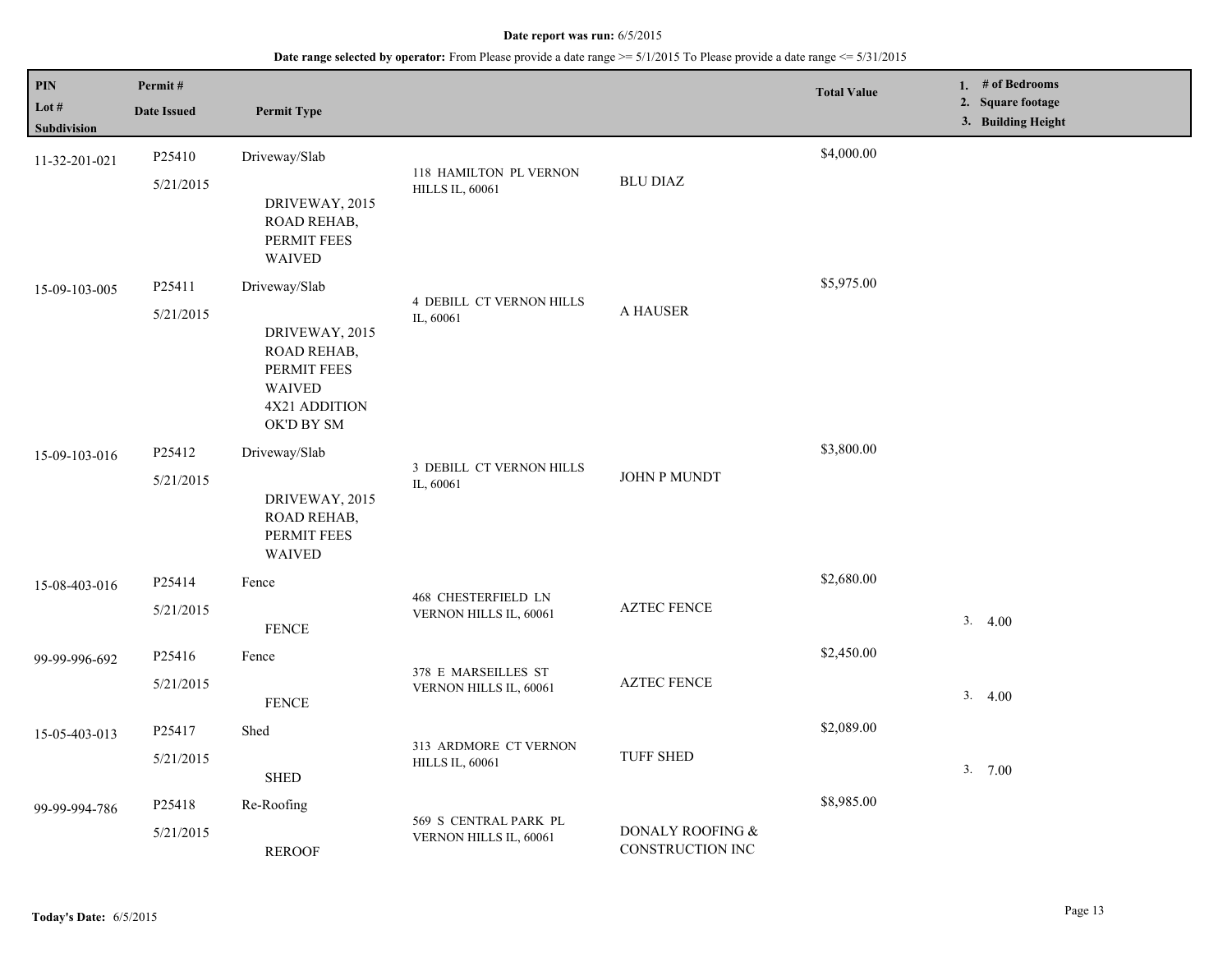**Date report was run:** 6/5/2015

**Date range selected by operator:** From Please provide a date range >= 5/1/2015 To Please provide a date range <= 5/31/2015

| PIN<br>Lot #<br>Subdivision | Permit #<br>Date Issued | Permit Type | | | Total Value | 1. # of Bedrooms<br>2. Square footage<br>3. Building Height |
|---|---|---|---|---|---|---|
| 11-32-201-021 | P25410<br>5/21/2015 | Driveway/Slab<br>DRIVEWAY, 2015 ROAD REHAB, PERMIT FEES WAIVED | 118 HAMILTON PL VERNON HILLS IL, 60061 | BLU DIAZ | $4,000.00 | |
| 15-09-103-005 | P25411<br>5/21/2015 | Driveway/Slab<br>DRIVEWAY, 2015 ROAD REHAB, PERMIT FEES WAIVED 4X21 ADDITION OK'D BY SM | 4 DEBILL CT VERNON HILLS IL, 60061 | A HAUSER | $5,975.00 | |
| 15-09-103-016 | P25412<br>5/21/2015 | Driveway/Slab<br>DRIVEWAY, 2015 ROAD REHAB, PERMIT FEES WAIVED | 3 DEBILL CT VERNON HILLS IL, 60061 | JOHN P MUNDT | $3,800.00 | |
| 15-08-403-016 | P25414<br>5/21/2015 | Fence<br>FENCE | 468 CHESTERFIELD LN VERNON HILLS IL, 60061 | AZTEC FENCE | $2,680.00 | 3. 4.00 |
| 99-99-996-692 | P25416<br>5/21/2015 | Fence<br>FENCE | 378 E MARSEILLES ST VERNON HILLS IL, 60061 | AZTEC FENCE | $2,450.00 | 3. 4.00 |
| 15-05-403-013 | P25417<br>5/21/2015 | Shed<br>SHED | 313 ARDMORE CT VERNON HILLS IL, 60061 | TUFF SHED | $2,089.00 | 3. 7.00 |
| 99-99-994-786 | P25418<br>5/21/2015 | Re-Roofing<br>REROOF | 569 S CENTRAL PARK PL VERNON HILLS IL, 60061 | DONALY ROOFING & CONSTRUCTION INC | $8,985.00 | |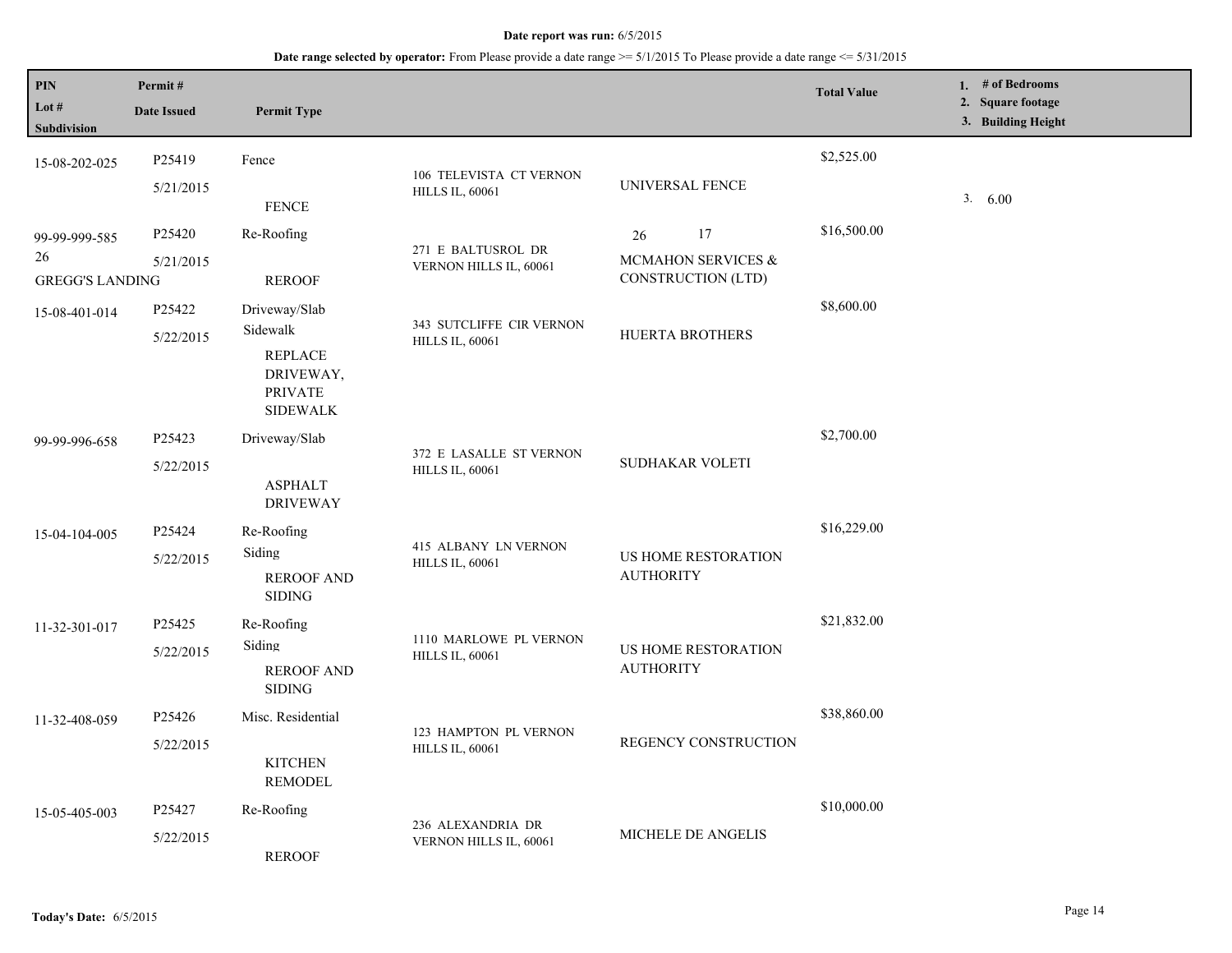**Date report was run:** 6/5/2015

**Date range selected by operator:** From Please provide a date range >= 5/1/2015 To Please provide a date range <= 5/31/2015

| PIN / Lot # / Subdivision | Permit # / Date Issued | Permit Type | | | Total Value | 1. # of Bedrooms 2. Square footage 3. Building Height |
|---|---|---|---|---|---|---|
| 15-08-202-025 | P25419 5/21/2015 | Fence FENCE | 106 TELEVISTA CT VERNON HILLS IL, 60061 | UNIVERSAL FENCE | $2,525.00 | 3. 6.00 |
| 99-99-999-585 26 GREGG'S LANDING | P25420 5/21/2015 | Re-Roofing REROOF | 271 E BALTUSROL DR VERNON HILLS IL, 60061 | 26 17 MCMAHON SERVICES & CONSTRUCTION (LTD) | $16,500.00 | |
| 15-08-401-014 | P25422 5/22/2015 | Driveway/Slab Sidewalk REPLACE DRIVEWAY, PRIVATE SIDEWALK | 343 SUTCLIFFE CIR VERNON HILLS IL, 60061 | HUERTA BROTHERS | $8,600.00 | |
| 99-99-996-658 | P25423 5/22/2015 | Driveway/Slab ASPHALT DRIVEWAY | 372 E LASALLE ST VERNON HILLS IL, 60061 | SUDHAKAR VOLETI | $2,700.00 | |
| 15-04-104-005 | P25424 5/22/2015 | Re-Roofing Siding REROOF AND SIDING | 415 ALBANY LN VERNON HILLS IL, 60061 | US HOME RESTORATION AUTHORITY | $16,229.00 | |
| 11-32-301-017 | P25425 5/22/2015 | Re-Roofing Siding REROOF AND SIDING | 1110 MARLOWE PL VERNON HILLS IL, 60061 | US HOME RESTORATION AUTHORITY | $21,832.00 | |
| 11-32-408-059 | P25426 5/22/2015 | Misc. Residential KITCHEN REMODEL | 123 HAMPTON PL VERNON HILLS IL, 60061 | REGENCY CONSTRUCTION | $38,860.00 | |
| 15-05-405-003 | P25427 5/22/2015 | Re-Roofing REROOF | 236 ALEXANDRIA DR VERNON HILLS IL, 60061 | MICHELE DE ANGELIS | $10,000.00 | |

**Today's Date:** 6/5/2015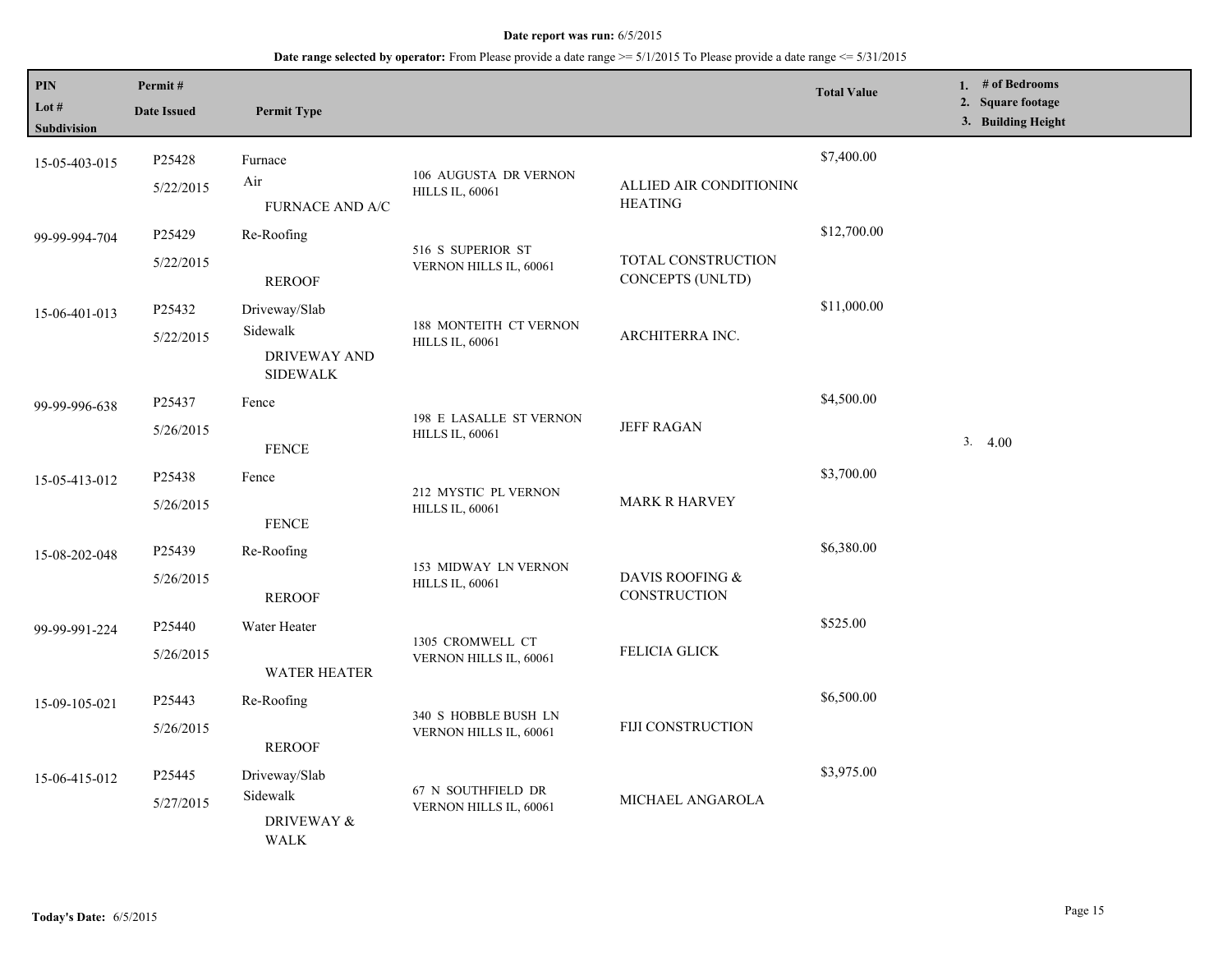**Date report was run:** 6/5/2015

**Date range selected by operator:** From Please provide a date range >= 5/1/2015 To Please provide a date range <= 5/31/2015

| PIN<br>Lot #<br>Subdivision | Permit #<br>Date Issued | Permit Type | | | Total Value | 1. # of Bedrooms<br>2. Square footage<br>3. Building Height |
|---|---|---|---|---|---|---|
| 15-05-403-015 | P25428<br>5/22/2015 | Furnace<br>Air<br>FURNACE AND A/C | 106 AUGUSTA DR VERNON HILLS IL, 60061 | ALLIED AIR CONDITIONING HEATING | $7,400.00 | |
| 99-99-994-704 | P25429<br>5/22/2015 | Re-Roofing<br>REROOF | 516 S SUPERIOR ST VERNON HILLS IL, 60061 | TOTAL CONSTRUCTION CONCEPTS (UNLTD) | $12,700.00 | |
| 15-06-401-013 | P25432<br>5/22/2015 | Driveway/Slab<br>Sidewalk<br>DRIVEWAY AND SIDEWALK | 188 MONTEITH CT VERNON HILLS IL, 60061 | ARCHITERRA INC. | $11,000.00 | |
| 99-99-996-638 | P25437<br>5/26/2015 | Fence<br>FENCE | 198 E LASALLE ST VERNON HILLS IL, 60061 | JEFF RAGAN | $4,500.00 | 3. 4.00 |
| 15-05-413-012 | P25438<br>5/26/2015 | Fence<br>FENCE | 212 MYSTIC PL VERNON HILLS IL, 60061 | MARK R HARVEY | $3,700.00 | |
| 15-08-202-048 | P25439<br>5/26/2015 | Re-Roofing<br>REROOF | 153 MIDWAY LN VERNON HILLS IL, 60061 | DAVIS ROOFING & CONSTRUCTION | $6,380.00 | |
| 99-99-991-224 | P25440<br>5/26/2015 | Water Heater<br>WATER HEATER | 1305 CROMWELL CT VERNON HILLS IL, 60061 | FELICIA GLICK | $525.00 | |
| 15-09-105-021 | P25443<br>5/26/2015 | Re-Roofing<br>REROOF | 340 S HOBBLE BUSH LN VERNON HILLS IL, 60061 | FIJI CONSTRUCTION | $6,500.00 | |
| 15-06-415-012 | P25445<br>5/27/2015 | Driveway/Slab<br>Sidewalk<br>DRIVEWAY & WALK | 67 N SOUTHFIELD DR VERNON HILLS IL, 60061 | MICHAEL ANGAROLA | $3,975.00 | |

**Today's Date:** 6/5/2015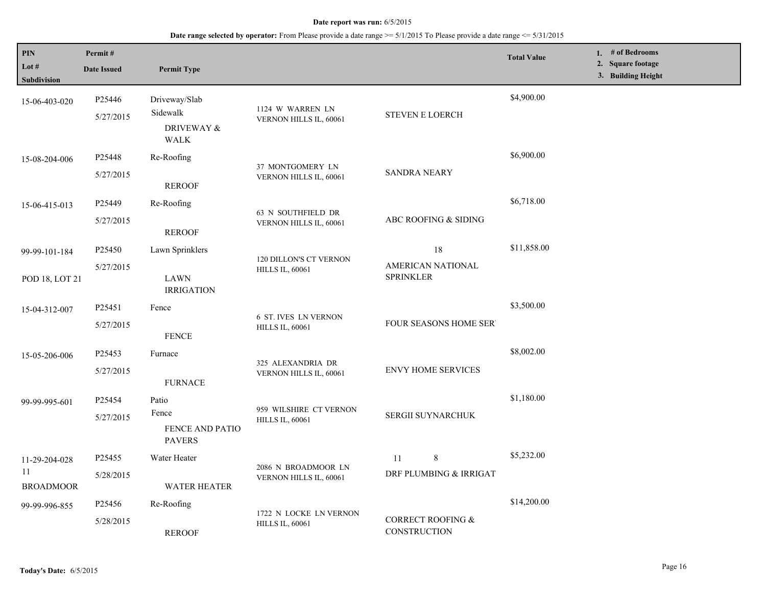**Date report was run:** 6/5/2015

**Date range selected by operator:** From Please provide a date range >= 5/1/2015 To Please provide a date range <= 5/31/2015

| PIN / Lot # / Subdivision | Permit # / Date Issued | Permit Type | | | Total Value | 1. # of Bedrooms 2. Square footage 3. Building Height |
|---|---|---|---|---|---|---|
| 15-06-403-020 | P25446 5/27/2015 | Driveway/Slab Sidewalk DRIVEWAY & WALK | 1124 W WARREN LN VERNON HILLS IL, 60061 | STEVEN E LOERCH | $4,900.00 | |
| 15-08-204-006 | P25448 5/27/2015 | Re-Roofing REROOF | 37 MONTGOMERY LN VERNON HILLS IL, 60061 | SANDRA NEARY | $6,900.00 | |
| 15-06-415-013 | P25449 5/27/2015 | Re-Roofing REROOF | 63 N SOUTHFIELD DR VERNON HILLS IL, 60061 | ABC ROOFING & SIDING | $6,718.00 | |
| 99-99-101-184 POD 18, LOT 21 | P25450 5/27/2015 | Lawn Sprinklers LAWN IRRIGATION | 120 DILLON'S CT VERNON HILLS IL, 60061 | 18 AMERICAN NATIONAL SPRINKLER | $11,858.00 | |
| 15-04-312-007 | P25451 5/27/2015 | Fence FENCE | 6 ST. IVES LN VERNON HILLS IL, 60061 | FOUR SEASONS HOME SER | $3,500.00 | |
| 15-05-206-006 | P25453 5/27/2015 | Furnace FURNACE | 325 ALEXANDRIA DR VERNON HILLS IL, 60061 | ENVY HOME SERVICES | $8,002.00 | |
| 99-99-995-601 | P25454 5/27/2015 | Patio Fence FENCE AND PATIO PAVERS | 959 WILSHIRE CT VERNON HILLS IL, 60061 | SERGII SUYNARCHUK | $1,180.00 | |
| 11-29-204-028 11 BROADMOOR | P25455 5/28/2015 | Water Heater WATER HEATER | 2086 N BROADMOOR LN VERNON HILLS IL, 60061 | 11 8 DRF PLUMBING & IRRIGAT | $5,232.00 | |
| 99-99-996-855 | P25456 5/28/2015 | Re-Roofing REROOF | 1722 N LOCKE LN VERNON HILLS IL, 60061 | CORRECT ROOFING & CONSTRUCTION | $14,200.00 | |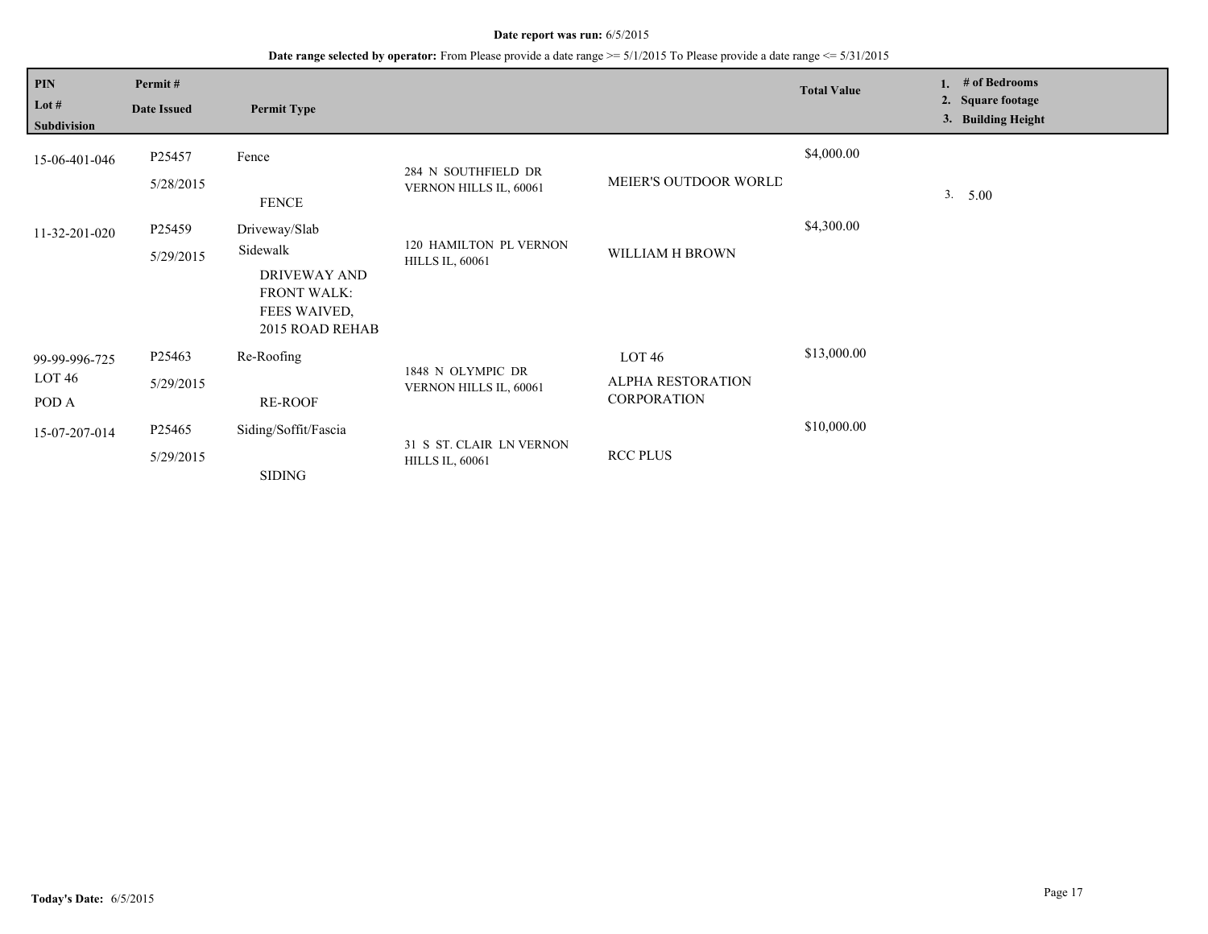**Date report was run:** 6/5/2015

**Date range selected by operator:** From Please provide a date range >= 5/1/2015 To Please provide a date range <= 5/31/2015

| PIN<br>Lot #<br>Subdivision | Permit #<br>Date Issued | Permit Type | | | Total Value | 1. # of Bedrooms<br>2. Square footage<br>3. Building Height |
|---|---|---|---|---|---|---|
| 15-06-401-046 | P25457<br>5/28/2015 | Fence<br>FENCE | 284 N SOUTHFIELD DR VERNON HILLS IL, 60061 | MEIER'S OUTDOOR WORLD | $4,000.00 | 3. 5.00 |
| 11-32-201-020 | P25459<br>5/29/2015 | Driveway/Slab<br>Sidewalk<br>DRIVEWAY AND FRONT WALK: FEES WAIVED, 2015 ROAD REHAB | 120 HAMILTON PL VERNON HILLS IL, 60061 | WILLIAM H BROWN | $4,300.00 | |
| 99-99-996-725<br>LOT 46<br>POD A | P25463<br>5/29/2015 | Re-Roofing<br>RE-ROOF | 1848 N OLYMPIC DR VERNON HILLS IL, 60061 | LOT 46<br>ALPHA RESTORATION CORPORATION | $13,000.00 | |
| 15-07-207-014 | P25465<br>5/29/2015 | Siding/Soffit/Fascia<br>SIDING | 31 S ST. CLAIR LN VERNON HILLS IL, 60061 | RCC PLUS | $10,000.00 | |

**Today's Date:** 6/5/2015